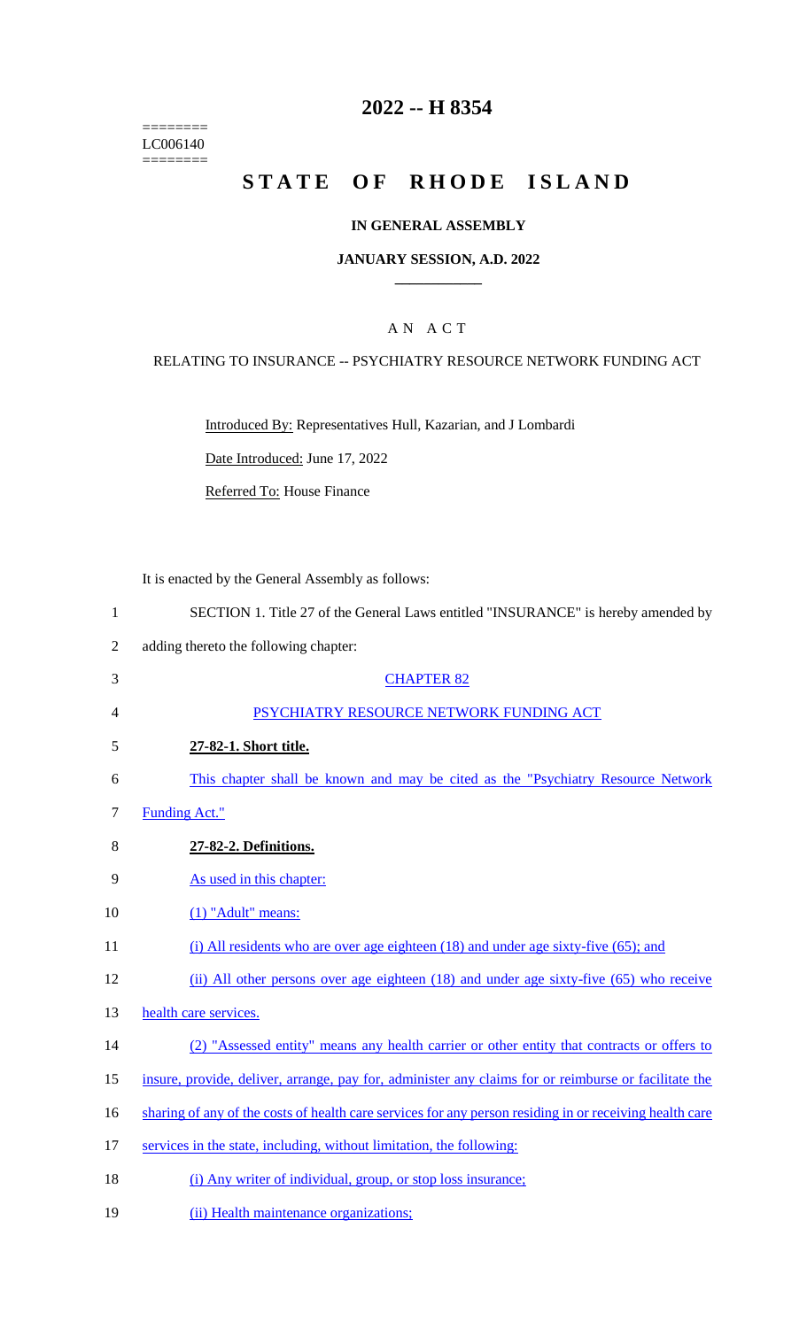========
LC006140
========

# 2022 -- H 8354

# STATE OF RHODE ISLAND

**IN GENERAL ASSEMBLY**

**JANUARY SESSION, A.D. 2022**

A N A C T

RELATING TO INSURANCE -- PSYCHIATRY RESOURCE NETWORK FUNDING ACT

Introduced By: Representatives Hull, Kazarian, and J Lombardi

Date Introduced: June 17, 2022

Referred To: House Finance

It is enacted by the General Assembly as follows:

SECTION 1. Title 27 of the General Laws entitled "INSURANCE" is hereby amended by adding thereto the following chapter:

CHAPTER 82

PSYCHIATRY RESOURCE NETWORK FUNDING ACT

**27-82-1. Short title.**

This chapter shall be known and may be cited as the "Psychiatry Resource Network Funding Act."

**27-82-2. Definitions.**

As used in this chapter:

(1) "Adult" means:

(i) All residents who are over age eighteen (18) and under age sixty-five (65); and

(ii) All other persons over age eighteen (18) and under age sixty-five (65) who receive health care services.

(2) "Assessed entity" means any health carrier or other entity that contracts or offers to insure, provide, deliver, arrange, pay for, administer any claims for or reimburse or facilitate the sharing of any of the costs of health care services for any person residing in or receiving health care services in the state, including, without limitation, the following:

(i) Any writer of individual, group, or stop loss insurance;

(ii) Health maintenance organizations;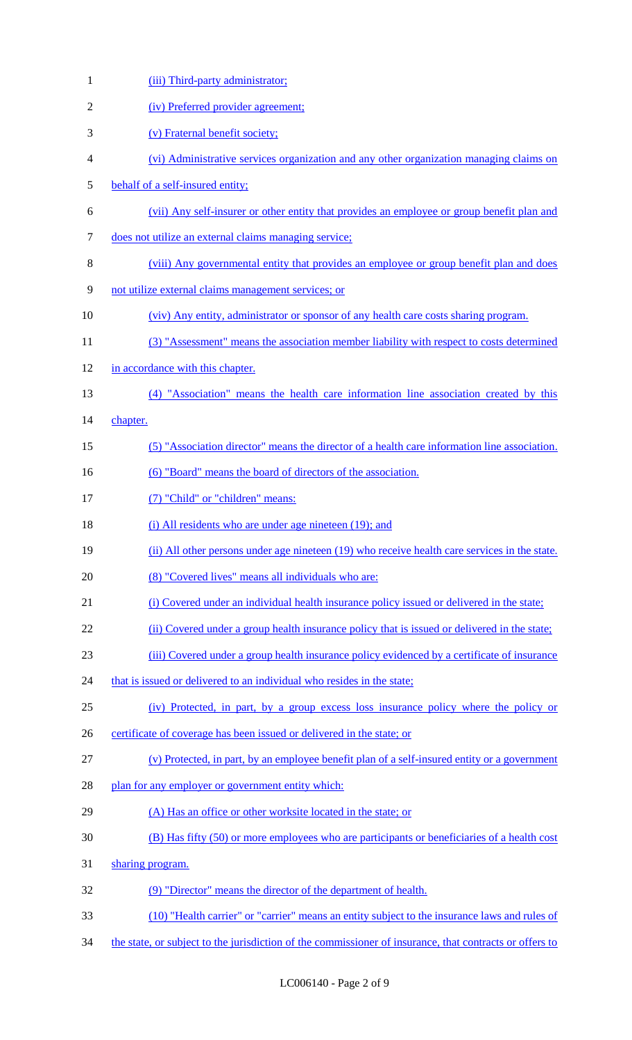(iii) Third-party administrator;

(iv) Preferred provider agreement;

(v) Fraternal benefit society;

(vi) Administrative services organization and any other organization managing claims on behalf of a self-insured entity;

(vii) Any self-insurer or other entity that provides an employee or group benefit plan and does not utilize an external claims managing service;

(viii) Any governmental entity that provides an employee or group benefit plan and does not utilize external claims management services; or

(viv) Any entity, administrator or sponsor of any health care costs sharing program.

(3) "Assessment" means the association member liability with respect to costs determined in accordance with this chapter.

(4) "Association" means the health care information line association created by this chapter.

(5) "Association director" means the director of a health care information line association.

(6) "Board" means the board of directors of the association.

(7) "Child" or "children" means:

(i) All residents who are under age nineteen (19); and

(ii) All other persons under age nineteen (19) who receive health care services in the state.

(8) "Covered lives" means all individuals who are:

(i) Covered under an individual health insurance policy issued or delivered in the state;

(ii) Covered under a group health insurance policy that is issued or delivered in the state;

(iii) Covered under a group health insurance policy evidenced by a certificate of insurance that is issued or delivered to an individual who resides in the state;

(iv) Protected, in part, by a group excess loss insurance policy where the policy or certificate of coverage has been issued or delivered in the state; or

(v) Protected, in part, by an employee benefit plan of a self-insured entity or a government plan for any employer or government entity which:

(A) Has an office or other worksite located in the state; or

(B) Has fifty (50) or more employees who are participants or beneficiaries of a health cost sharing program.

(9) "Director" means the director of the department of health.

(10) "Health carrier" or "carrier" means an entity subject to the insurance laws and rules of the state, or subject to the jurisdiction of the commissioner of insurance, that contracts or offers to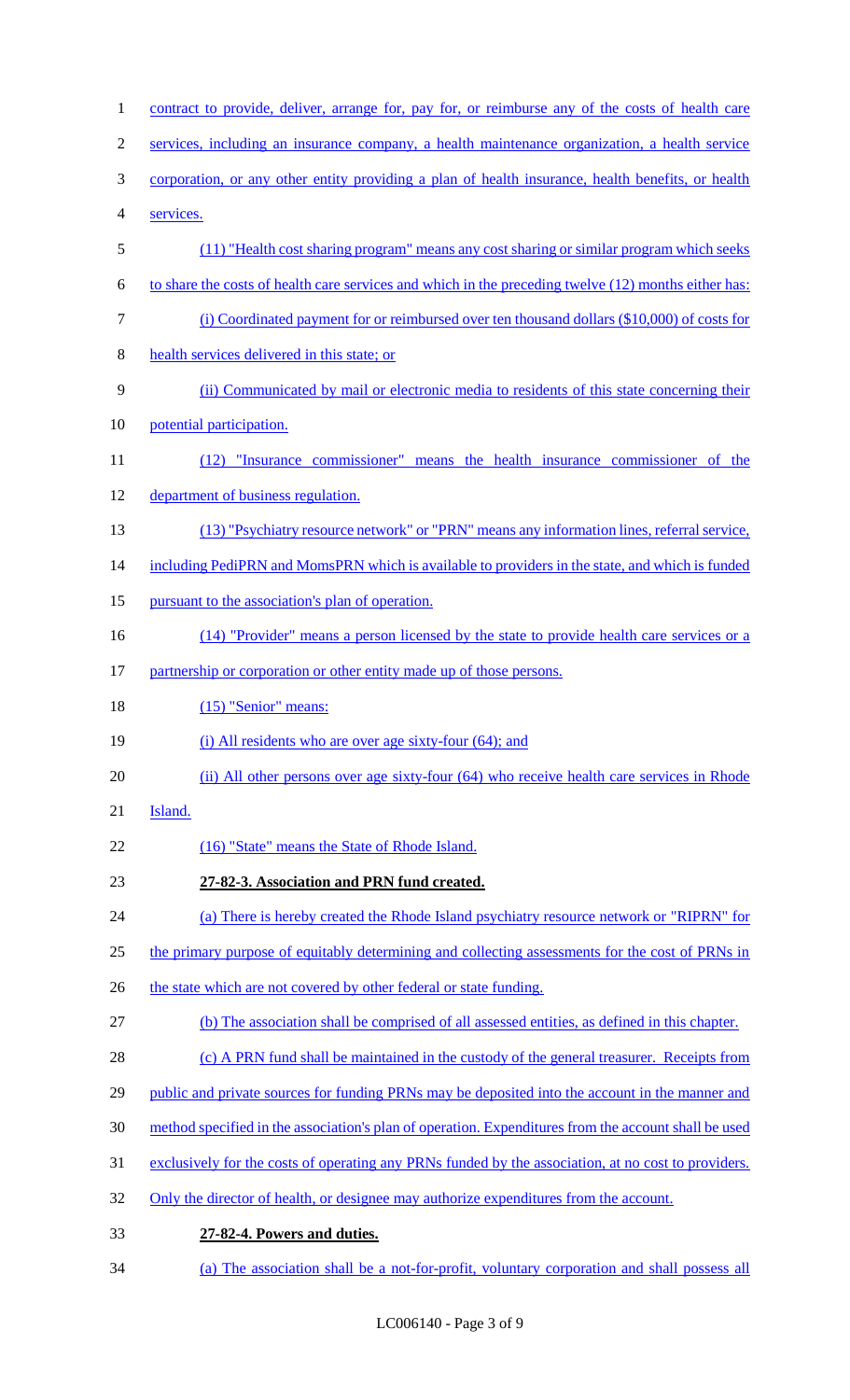contract to provide, deliver, arrange for, pay for, or reimburse any of the costs of health care services, including an insurance company, a health maintenance organization, a health service corporation, or any other entity providing a plan of health insurance, health benefits, or health services.

(11) "Health cost sharing program" means any cost sharing or similar program which seeks to share the costs of health care services and which in the preceding twelve (12) months either has:

(i) Coordinated payment for or reimbursed over ten thousand dollars ($10,000) of costs for health services delivered in this state; or

(ii) Communicated by mail or electronic media to residents of this state concerning their potential participation.

(12) "Insurance commissioner" means the health insurance commissioner of the department of business regulation.

(13) "Psychiatry resource network" or "PRN" means any information lines, referral service, including PediPRN and MomsPRN which is available to providers in the state, and which is funded pursuant to the association's plan of operation.

(14) "Provider" means a person licensed by the state to provide health care services or a partnership or corporation or other entity made up of those persons.

(15) "Senior" means:

(i) All residents who are over age sixty-four (64); and

(ii) All other persons over age sixty-four (64) who receive health care services in Rhode Island.

(16) "State" means the State of Rhode Island.

**27-82-3. Association and PRN fund created.**

(a) There is hereby created the Rhode Island psychiatry resource network or "RIPRN" for the primary purpose of equitably determining and collecting assessments for the cost of PRNs in the state which are not covered by other federal or state funding.

(b) The association shall be comprised of all assessed entities, as defined in this chapter.

(c) A PRN fund shall be maintained in the custody of the general treasurer. Receipts from public and private sources for funding PRNs may be deposited into the account in the manner and method specified in the association's plan of operation. Expenditures from the account shall be used exclusively for the costs of operating any PRNs funded by the association, at no cost to providers. Only the director of health, or designee may authorize expenditures from the account.

**27-82-4. Powers and duties.**

(a) The association shall be a not-for-profit, voluntary corporation and shall possess all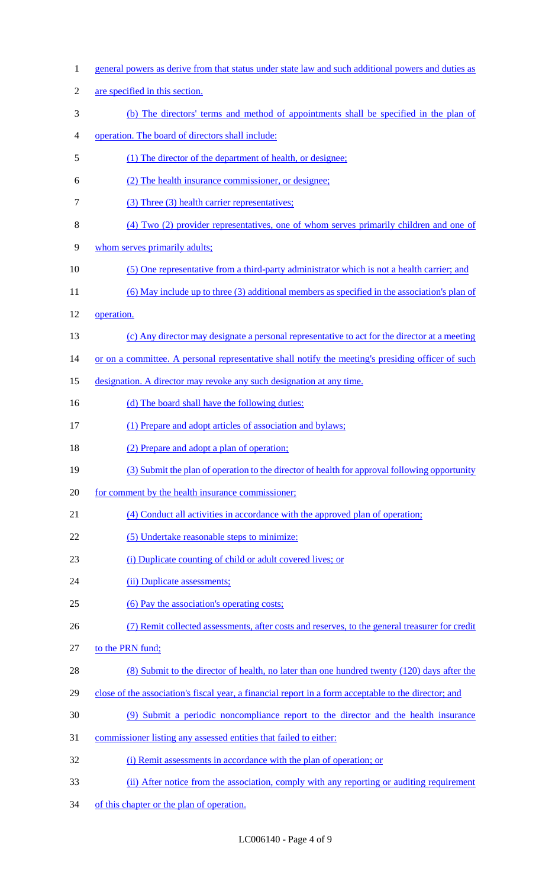general powers as derive from that status under state law and such additional powers and duties as are specified in this section.

(b) The directors' terms and method of appointments shall be specified in the plan of operation. The board of directors shall include:

(1) The director of the department of health, or designee;

(2) The health insurance commissioner, or designee;

(3) Three (3) health carrier representatives;

(4) Two (2) provider representatives, one of whom serves primarily children and one of whom serves primarily adults;

(5) One representative from a third-party administrator which is not a health carrier; and

(6) May include up to three (3) additional members as specified in the association's plan of operation.

(c) Any director may designate a personal representative to act for the director at a meeting or on a committee. A personal representative shall notify the meeting's presiding officer of such designation. A director may revoke any such designation at any time.

(d) The board shall have the following duties:

(1) Prepare and adopt articles of association and bylaws;

(2) Prepare and adopt a plan of operation;

(3) Submit the plan of operation to the director of health for approval following opportunity for comment by the health insurance commissioner;

(4) Conduct all activities in accordance with the approved plan of operation;

(5) Undertake reasonable steps to minimize:

(i) Duplicate counting of child or adult covered lives; or

(ii) Duplicate assessments;

(6) Pay the association's operating costs;

(7) Remit collected assessments, after costs and reserves, to the general treasurer for credit to the PRN fund;

(8) Submit to the director of health, no later than one hundred twenty (120) days after the close of the association's fiscal year, a financial report in a form acceptable to the director; and

(9) Submit a periodic noncompliance report to the director and the health insurance commissioner listing any assessed entities that failed to either:

(i) Remit assessments in accordance with the plan of operation; or

(ii) After notice from the association, comply with any reporting or auditing requirement of this chapter or the plan of operation.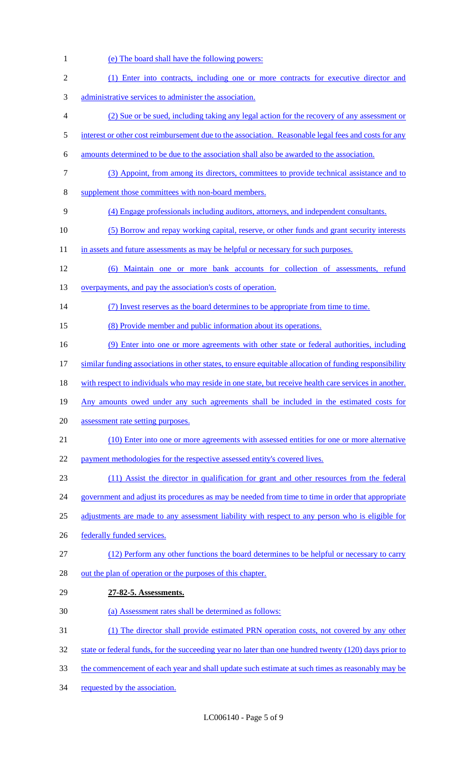(e) The board shall have the following powers:

(1) Enter into contracts, including one or more contracts for executive director and administrative services to administer the association.

(2) Sue or be sued, including taking any legal action for the recovery of any assessment or interest or other cost reimbursement due to the association. Reasonable legal fees and costs for any amounts determined to be due to the association shall also be awarded to the association.

(3) Appoint, from among its directors, committees to provide technical assistance and to supplement those committees with non-board members.

(4) Engage professionals including auditors, attorneys, and independent consultants.

(5) Borrow and repay working capital, reserve, or other funds and grant security interests in assets and future assessments as may be helpful or necessary for such purposes.

(6) Maintain one or more bank accounts for collection of assessments, refund overpayments, and pay the association's costs of operation.

(7) Invest reserves as the board determines to be appropriate from time to time.

(8) Provide member and public information about its operations.

(9) Enter into one or more agreements with other state or federal authorities, including similar funding associations in other states, to ensure equitable allocation of funding responsibility with respect to individuals who may reside in one state, but receive health care services in another. Any amounts owed under any such agreements shall be included in the estimated costs for assessment rate setting purposes.

(10) Enter into one or more agreements with assessed entities for one or more alternative payment methodologies for the respective assessed entity's covered lives.

(11) Assist the director in qualification for grant and other resources from the federal government and adjust its procedures as may be needed from time to time in order that appropriate adjustments are made to any assessment liability with respect to any person who is eligible for federally funded services.

(12) Perform any other functions the board determines to be helpful or necessary to carry out the plan of operation or the purposes of this chapter.

**27-82-5. Assessments.**

(a) Assessment rates shall be determined as follows:

(1) The director shall provide estimated PRN operation costs, not covered by any other state or federal funds, for the succeeding year no later than one hundred twenty (120) days prior to the commencement of each year and shall update such estimate at such times as reasonably may be requested by the association.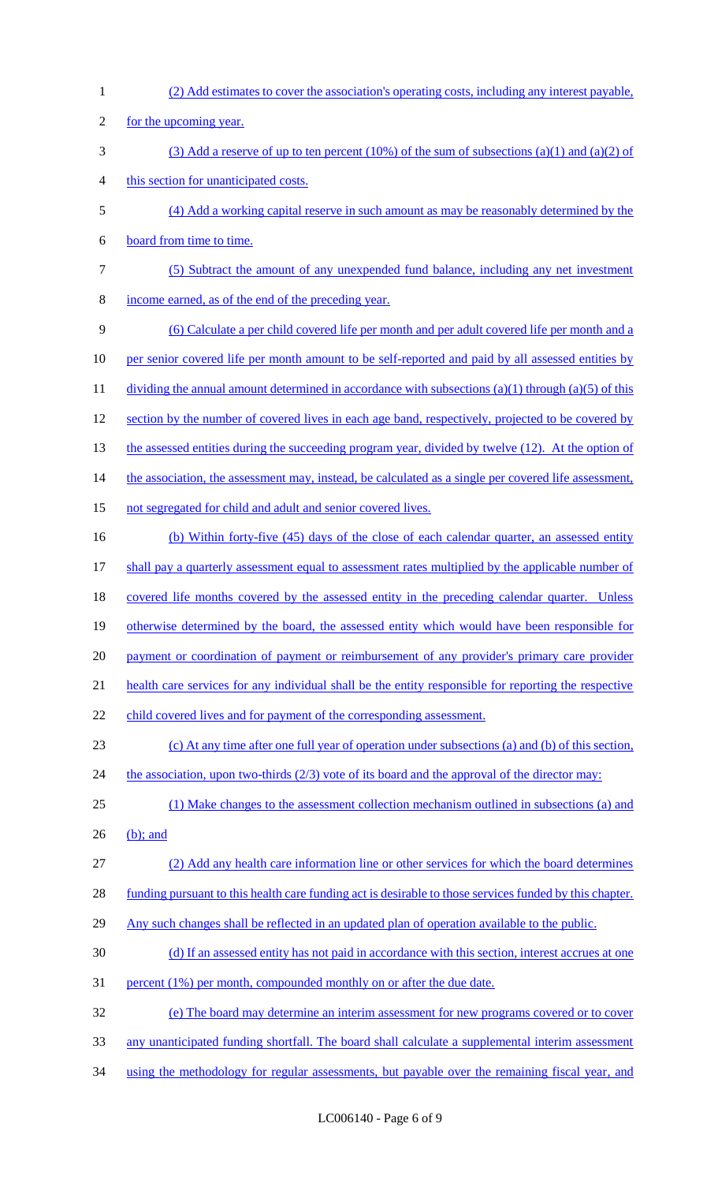(2) Add estimates to cover the association's operating costs, including any interest payable, for the upcoming year.

(3) Add a reserve of up to ten percent (10%) of the sum of subsections (a)(1) and (a)(2) of this section for unanticipated costs.

(4) Add a working capital reserve in such amount as may be reasonably determined by the board from time to time.

(5) Subtract the amount of any unexpended fund balance, including any net investment income earned, as of the end of the preceding year.

(6) Calculate a per child covered life per month and per adult covered life per month and a per senior covered life per month amount to be self-reported and paid by all assessed entities by dividing the annual amount determined in accordance with subsections (a)(1) through (a)(5) of this section by the number of covered lives in each age band, respectively, projected to be covered by the assessed entities during the succeeding program year, divided by twelve (12). At the option of the association, the assessment may, instead, be calculated as a single per covered life assessment, not segregated for child and adult and senior covered lives.

(b) Within forty-five (45) days of the close of each calendar quarter, an assessed entity shall pay a quarterly assessment equal to assessment rates multiplied by the applicable number of covered life months covered by the assessed entity in the preceding calendar quarter. Unless otherwise determined by the board, the assessed entity which would have been responsible for payment or coordination of payment or reimbursement of any provider's primary care provider health care services for any individual shall be the entity responsible for reporting the respective child covered lives and for payment of the corresponding assessment.

(c) At any time after one full year of operation under subsections (a) and (b) of this section, the association, upon two-thirds (2/3) vote of its board and the approval of the director may:

(1) Make changes to the assessment collection mechanism outlined in subsections (a) and (b); and

(2) Add any health care information line or other services for which the board determines funding pursuant to this health care funding act is desirable to those services funded by this chapter. Any such changes shall be reflected in an updated plan of operation available to the public.

(d) If an assessed entity has not paid in accordance with this section, interest accrues at one percent (1%) per month, compounded monthly on or after the due date.

(e) The board may determine an interim assessment for new programs covered or to cover any unanticipated funding shortfall. The board shall calculate a supplemental interim assessment using the methodology for regular assessments, but payable over the remaining fiscal year, and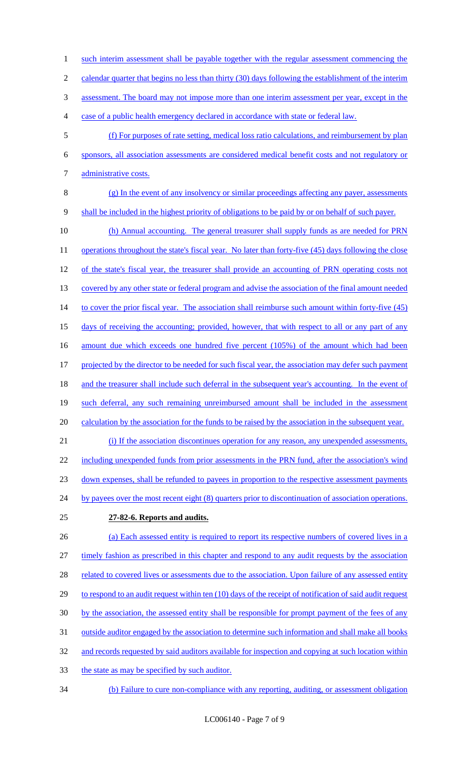such interim assessment shall be payable together with the regular assessment commencing the calendar quarter that begins no less than thirty (30) days following the establishment of the interim assessment. The board may not impose more than one interim assessment per year, except in the case of a public health emergency declared in accordance with state or federal law.

(f) For purposes of rate setting, medical loss ratio calculations, and reimbursement by plan sponsors, all association assessments are considered medical benefit costs and not regulatory or administrative costs.

(g) In the event of any insolvency or similar proceedings affecting any payer, assessments shall be included in the highest priority of obligations to be paid by or on behalf of such payer.

(h) Annual accounting. The general treasurer shall supply funds as are needed for PRN operations throughout the state's fiscal year. No later than forty-five (45) days following the close of the state's fiscal year, the treasurer shall provide an accounting of PRN operating costs not covered by any other state or federal program and advise the association of the final amount needed to cover the prior fiscal year. The association shall reimburse such amount within forty-five (45) days of receiving the accounting; provided, however, that with respect to all or any part of any amount due which exceeds one hundred five percent (105%) of the amount which had been projected by the director to be needed for such fiscal year, the association may defer such payment and the treasurer shall include such deferral in the subsequent year's accounting. In the event of such deferral, any such remaining unreimbursed amount shall be included in the assessment calculation by the association for the funds to be raised by the association in the subsequent year.

(i) If the association discontinues operation for any reason, any unexpended assessments, including unexpended funds from prior assessments in the PRN fund, after the association's wind down expenses, shall be refunded to payees in proportion to the respective assessment payments by payees over the most recent eight (8) quarters prior to discontinuation of association operations.

**27-82-6. Reports and audits.**

(a) Each assessed entity is required to report its respective numbers of covered lives in a timely fashion as prescribed in this chapter and respond to any audit requests by the association related to covered lives or assessments due to the association. Upon failure of any assessed entity to respond to an audit request within ten (10) days of the receipt of notification of said audit request by the association, the assessed entity shall be responsible for prompt payment of the fees of any outside auditor engaged by the association to determine such information and shall make all books and records requested by said auditors available for inspection and copying at such location within the state as may be specified by such auditor.

(b) Failure to cure non-compliance with any reporting, auditing, or assessment obligation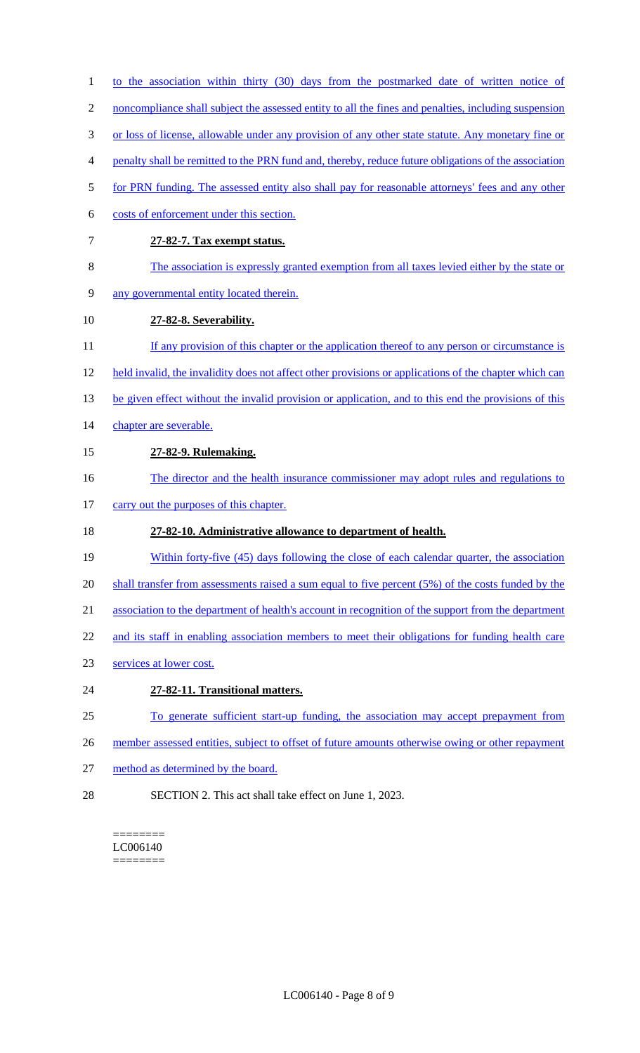to the association within thirty (30) days from the postmarked date of written notice of noncompliance shall subject the assessed entity to all the fines and penalties, including suspension or loss of license, allowable under any provision of any other state statute. Any monetary fine or penalty shall be remitted to the PRN fund and, thereby, reduce future obligations of the association for PRN funding. The assessed entity also shall pay for reasonable attorneys' fees and any other costs of enforcement under this section.

**27-82-7. Tax exempt status.**

The association is expressly granted exemption from all taxes levied either by the state or any governmental entity located therein.

**27-82-8. Severability.**

If any provision of this chapter or the application thereof to any person or circumstance is held invalid, the invalidity does not affect other provisions or applications of the chapter which can be given effect without the invalid provision or application, and to this end the provisions of this chapter are severable.

**27-82-9. Rulemaking.**

The director and the health insurance commissioner may adopt rules and regulations to carry out the purposes of this chapter.

**27-82-10. Administrative allowance to department of health.**

Within forty-five (45) days following the close of each calendar quarter, the association shall transfer from assessments raised a sum equal to five percent (5%) of the costs funded by the association to the department of health's account in recognition of the support from the department and its staff in enabling association members to meet their obligations for funding health care services at lower cost.

**27-82-11. Transitional matters.**

To generate sufficient start-up funding, the association may accept prepayment from member assessed entities, subject to offset of future amounts otherwise owing or other repayment method as determined by the board.

SECTION 2. This act shall take effect on June 1, 2023.

========
LC006140
========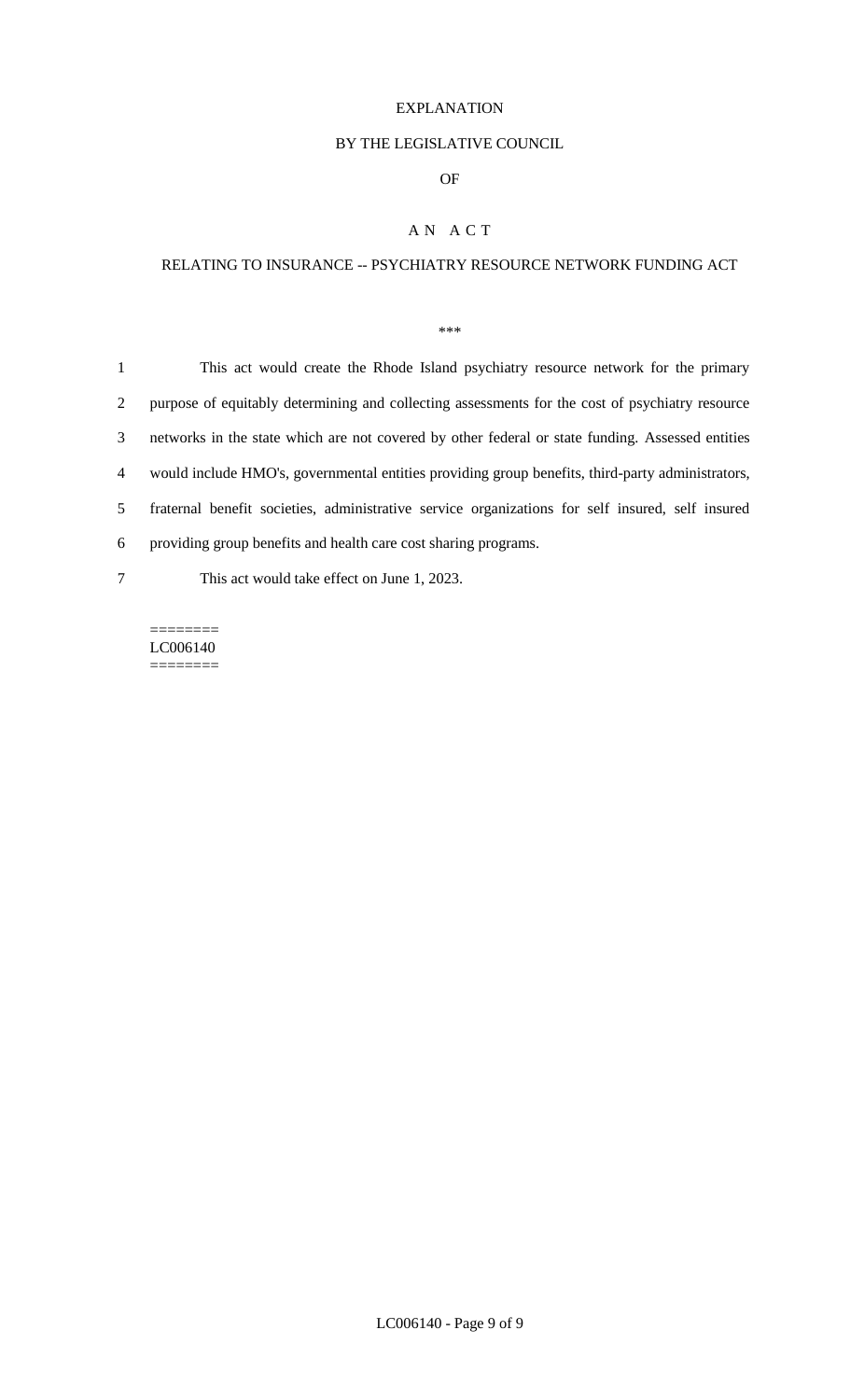EXPLANATION

BY THE LEGISLATIVE COUNCIL

OF

A N A C T

RELATING TO INSURANCE -- PSYCHIATRY RESOURCE NETWORK FUNDING ACT

\*\*\*

1 This act would create the Rhode Island psychiatry resource network for the primary
2 purpose of equitably determining and collecting assessments for the cost of psychiatry resource
3 networks in the state which are not covered by other federal or state funding. Assessed entities
4 would include HMO's, governmental entities providing group benefits, third-party administrators,
5 fraternal benefit societies, administrative service organizations for self insured, self insured
6 providing group benefits and health care cost sharing programs.
7 This act would take effect on June 1, 2023.

========
LC006140
========